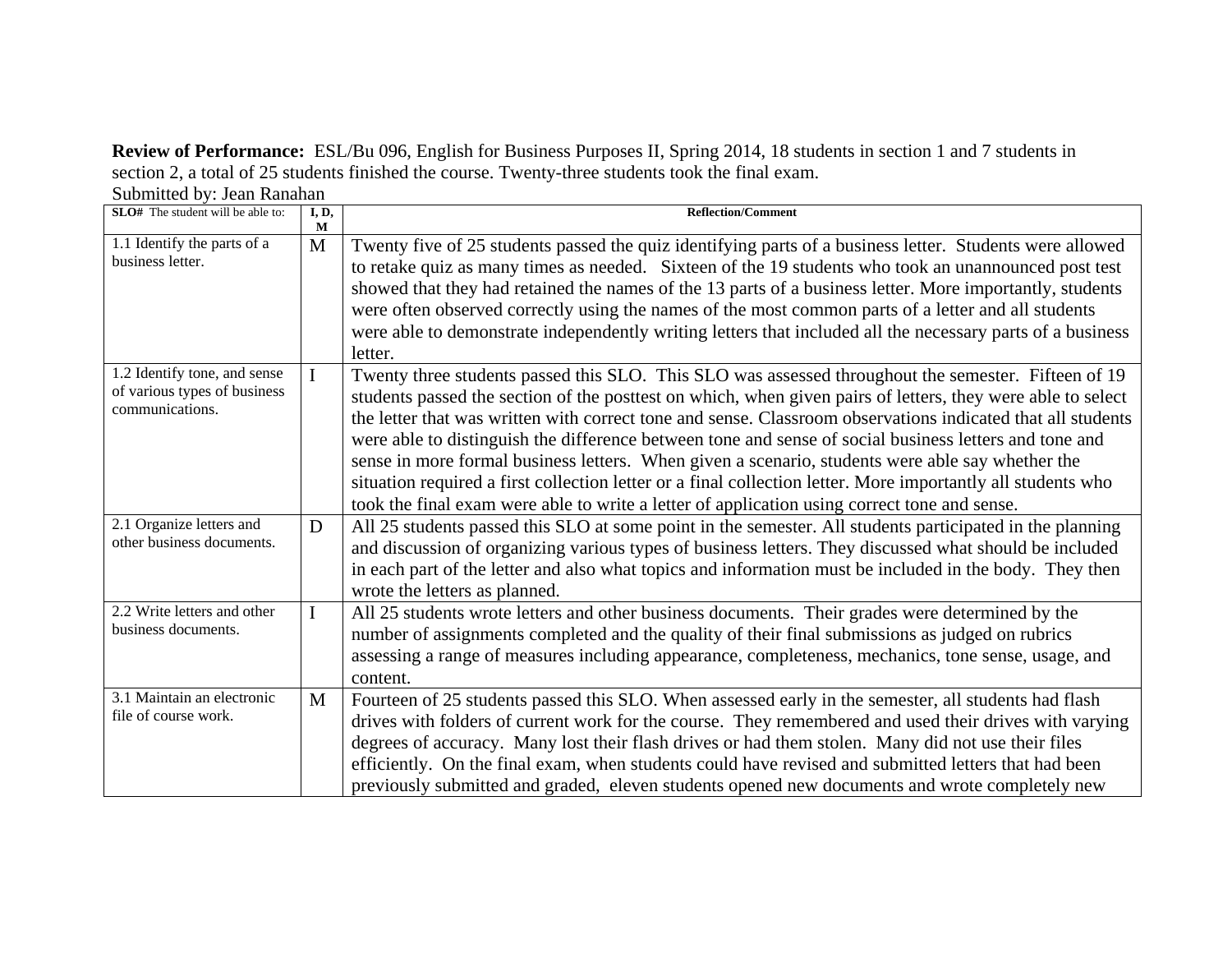**Review of Performance:** ESL/Bu 096, English for Business Purposes II, Spring 2014, 18 students in section 1 and 7 students in section 2, a total of 25 students finished the course. Twenty-three students took the final exam.

Submitted by: Jean Ranahan

| **SLO#** The student will be able to: | **I, D, M** | **Reflection/Comment** |
|---|---|---|
| 1.1 Identify the parts of a business letter. | M | Twenty five of 25 students passed the quiz identifying parts of a business letter. Students were allowed to retake quiz as many times as needed. Sixteen of the 19 students who took an unannounced post test showed that they had retained the names of the 13 parts of a business letter. More importantly, students were often observed correctly using the names of the most common parts of a letter and all students were able to demonstrate independently writing letters that included all the necessary parts of a business letter. |
| 1.2 Identify tone, and sense of various types of business communications. | I | Twenty three students passed this SLO. This SLO was assessed throughout the semester. Fifteen of 19 students passed the section of the posttest on which, when given pairs of letters, they were able to select the letter that was written with correct tone and sense. Classroom observations indicated that all students were able to distinguish the difference between tone and sense of social business letters and tone and sense in more formal business letters. When given a scenario, students were able say whether the situation required a first collection letter or a final collection letter. More importantly all students who took the final exam were able to write a letter of application using correct tone and sense. |
| 2.1 Organize letters and other business documents. | D | All 25 students passed this SLO at some point in the semester. All students participated in the planning and discussion of organizing various types of business letters. They discussed what should be included in each part of the letter and also what topics and information must be included in the body. They then wrote the letters as planned. |
| 2.2 Write letters and other business documents. | I | All 25 students wrote letters and other business documents. Their grades were determined by the number of assignments completed and the quality of their final submissions as judged on rubrics assessing a range of measures including appearance, completeness, mechanics, tone sense, usage, and content. |
| 3.1 Maintain an electronic file of course work. | M | Fourteen of 25 students passed this SLO. When assessed early in the semester, all students had flash drives with folders of current work for the course. They remembered and used their drives with varying degrees of accuracy. Many lost their flash drives or had them stolen. Many did not use their files efficiently. On the final exam, when students could have revised and submitted letters that had been previously submitted and graded, eleven students opened new documents and wrote completely new |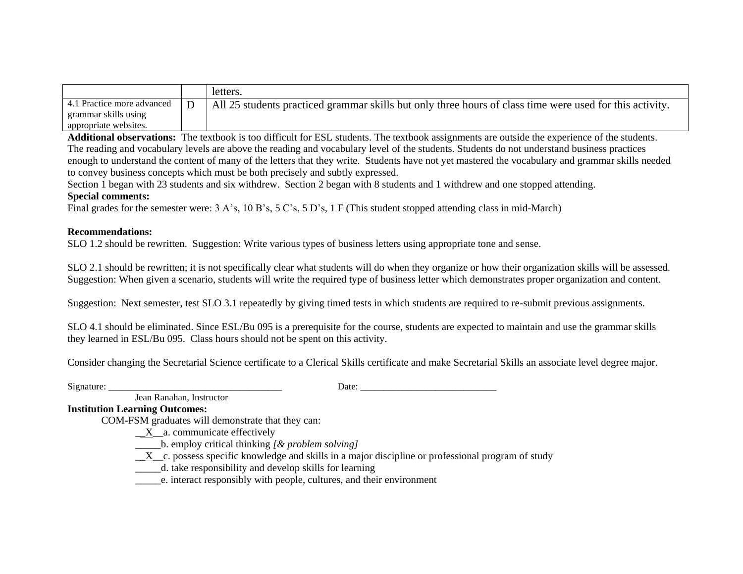| | | |
|---|---|---|
| | | letters. |
| 4.1 Practice more advanced grammar skills using appropriate websites. | D | All 25 students practiced grammar skills but only three hours of class time were used for this activity. |

**Additional observations:** The textbook is too difficult for ESL students. The textbook assignments are outside the experience of the students. The reading and vocabulary levels are above the reading and vocabulary level of the students. Students do not understand business practices enough to understand the content of many of the letters that they write. Students have not yet mastered the vocabulary and grammar skills needed to convey business concepts which must be both precisely and subtly expressed.

Section 1 began with 23 students and six withdrew. Section 2 began with 8 students and 1 withdrew and one stopped attending.

**Special comments:**

Final grades for the semester were: 3 A's, 10 B's, 5 C's, 5 D's, 1 F (This student stopped attending class in mid-March)

**Recommendations:**

SLO 1.2 should be rewritten. Suggestion: Write various types of business letters using appropriate tone and sense.

SLO 2.1 should be rewritten; it is not specifically clear what students will do when they organize or how their organization skills will be assessed. Suggestion: When given a scenario, students will write the required type of business letter which demonstrates proper organization and content.

Suggestion: Next semester, test SLO 3.1 repeatedly by giving timed tests in which students are required to re-submit previous assignments.

SLO 4.1 should be eliminated. Since ESL/Bu 095 is a prerequisite for the course, students are expected to maintain and use the grammar skills they learned in ESL/Bu 095. Class hours should not be spent on this activity.

Consider changing the Secretarial Science certificate to a Clerical Skills certificate and make Secretarial Skills an associate level degree major.

Signature: ____________________________________ Date: ____________________________

Jean Ranahan, Instructor

**Institution Learning Outcomes:**

COM-FSM graduates will demonstrate that they can:

__X__a. communicate effectively

_____b. employ critical thinking *[& problem solving]*

__X__c. possess specific knowledge and skills in a major discipline or professional program of study

_____d. take responsibility and develop skills for learning

_____e. interact responsibly with people, cultures, and their environment